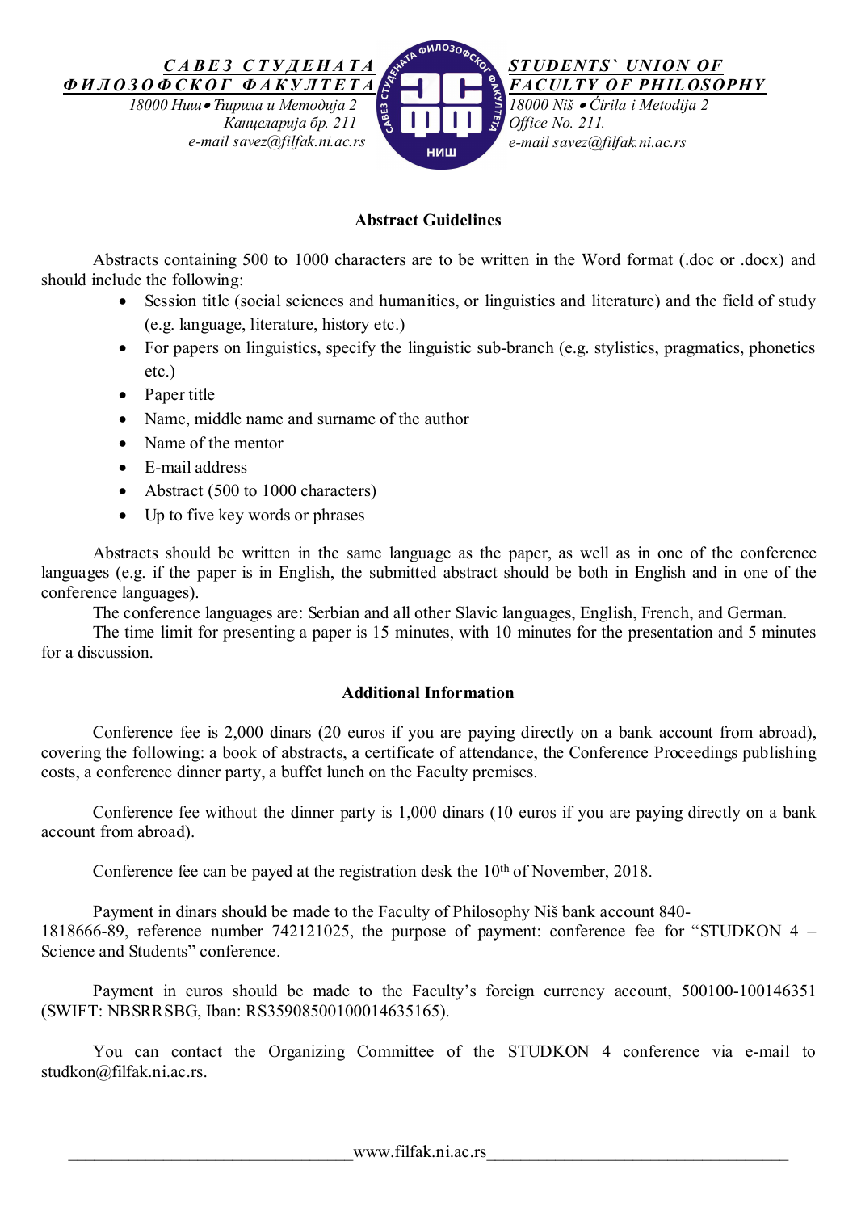**САВЕЗ СТУДЕНАТА ФИЛОЗОФСКОГ ФАКУЛТЕТА**
*18000 Ниш • Ћирила и Методија 2*
*Канцеларија бр. 211*
*e-mail savez@filfak.ni.ac.rs*

**STUDENTS` UNION OF FACULTY OF PHILOSOPHY**
*18000 Niš • Ćirila i Metodija 2*
*Office No. 211.*
*e-mail savez@filfak.ni.ac.rs*

## Abstract Guidelines

Abstracts containing 500 to 1000 characters are to be written in the Word format (.doc or .docx) and should include the following:

- Session title (social sciences and humanities, or linguistics and literature) and the field of study (e.g. language, literature, history etc.)
- For papers on linguistics, specify the linguistic sub-branch (e.g. stylistics, pragmatics, phonetics etc.)
- Paper title
- Name, middle name and surname of the author
- Name of the mentor
- E-mail address
- Abstract (500 to 1000 characters)
- Up to five key words or phrases

Abstracts should be written in the same language as the paper, as well as in one of the conference languages (e.g. if the paper is in English, the submitted abstract should be both in English and in one of the conference languages).

The conference languages are: Serbian and all other Slavic languages, English, French, and German.

The time limit for presenting a paper is 15 minutes, with 10 minutes for the presentation and 5 minutes for a discussion.

## Additional Information

Conference fee is 2,000 dinars (20 euros if you are paying directly on a bank account from abroad), covering the following: a book of abstracts, a certificate of attendance, the Conference Proceedings publishing costs, a conference dinner party, a buffet lunch on the Faculty premises.

Conference fee without the dinner party is 1,000 dinars (10 euros if you are paying directly on a bank account from abroad).

Conference fee can be payed at the registration desk the 10th of November, 2018.

Payment in dinars should be made to the Faculty of Philosophy Niš bank account 840-1818666-89, reference number 742121025, the purpose of payment: conference fee for “STUDKON 4 – Science and Students” conference.

Payment in euros should be made to the Faculty’s foreign currency account, 500100-100146351 (SWIFT: NBSRRSBG, Iban: RS35908500100014635165).

You can contact the Organizing Committee of the STUDKON 4 conference via e-mail to studkon@filfak.ni.ac.rs.

www.filfak.ni.ac.rs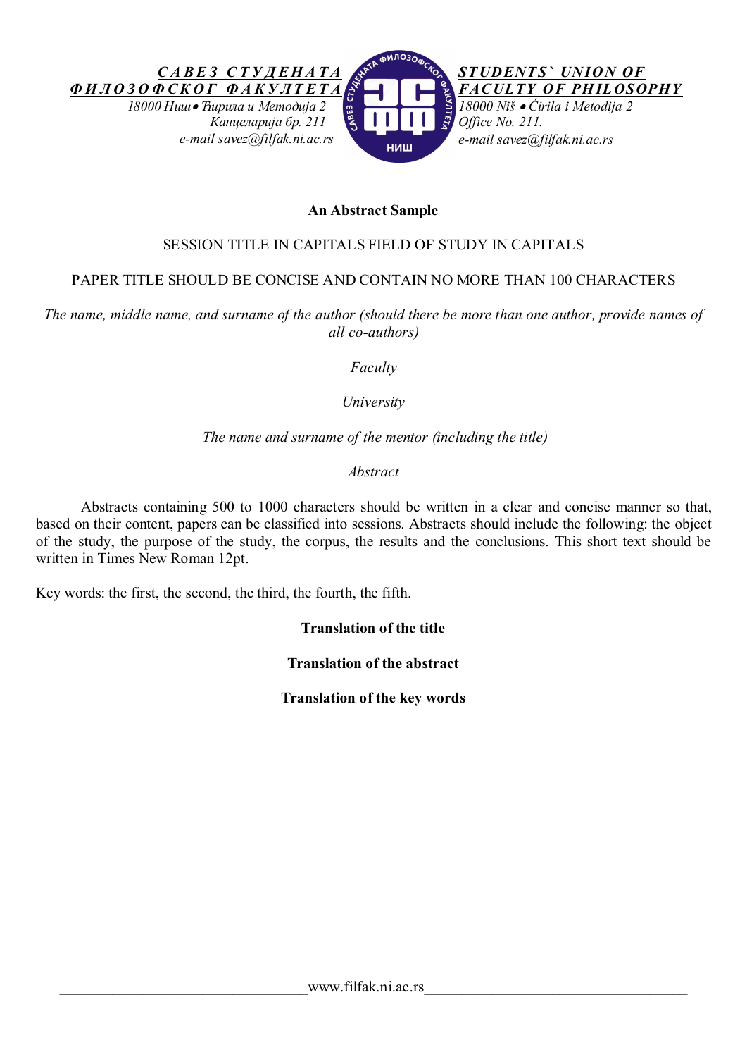САВЕЗ СТУДЕНАТА ФИЛОЗОФСКОГ ФАКУЛТЕТА
18000 Ниш • Ћирила и Методија 2
Канцеларија бр. 211
e-mail savez@filfak.ni.ac.rs

STUDENTS` UNION OF FACULTY OF PHILOSOPHY
18000 Niš • Ćirila i Metodija 2
Office No. 211.
e-mail savez@filfak.ni.ac.rs

**An Abstract Sample**

SESSION TITLE IN CAPITALS FIELD OF STUDY IN CAPITALS

PAPER TITLE SHOULD BE CONCISE AND CONTAIN NO MORE THAN 100 CHARACTERS

*The name, middle name, and surname of the author (should there be more than one author, provide names of all co-authors)*

*Faculty*

*University*

*The name and surname of the mentor (including the title)*

*Abstract*

Abstracts containing 500 to 1000 characters should be written in a clear and concise manner so that, based on their content, papers can be classified into sessions. Abstracts should include the following: the object of the study, the purpose of the study, the corpus, the results and the conclusions. This short text should be written in Times New Roman 12pt.

Key words: the first, the second, the third, the fourth, the fifth.

**Translation of the title**

**Translation of the abstract**

**Translation of the key words**

www.filfak.ni.ac.rs